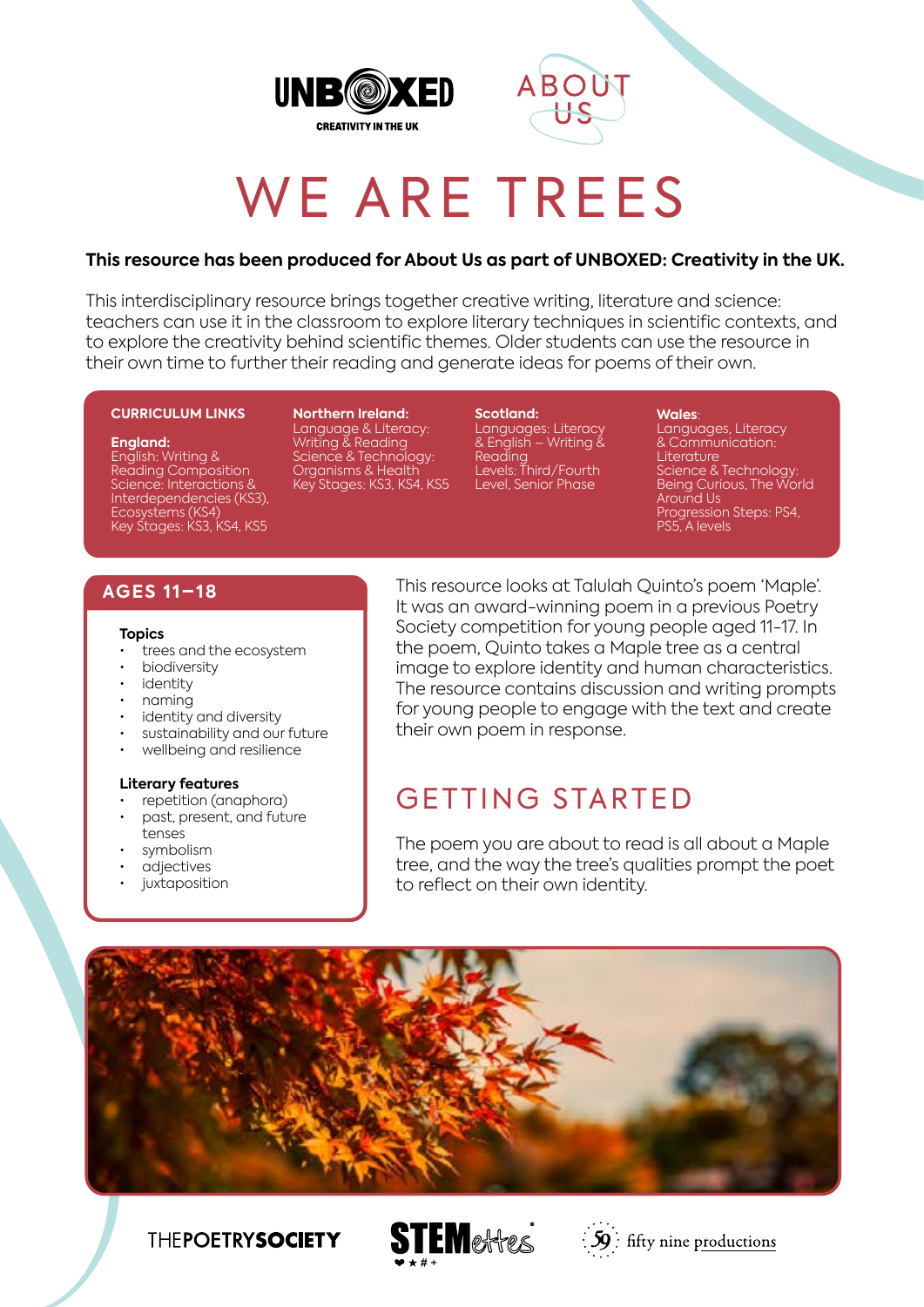UNBOXED

CREATIVITY IN THE UK

ABOUT US

# WE ARE TREES

**This resource has been produced for About Us as part of UNBOXED: Creativity in the UK.**

This interdisciplinary resource brings together creative writing, literature and science: teachers can use it in the classroom to explore literary techniques in scientific contexts, and to explore the creativity behind scientific themes. Older students can use the resource in their own time to further their reading and generate ideas for poems of their own.

**CURRICULUM LINKS**

**England:**
English: Writing & Reading Composition
Science: Interactions & Interdependencies (KS3), Ecosystems (KS4)
Key Stages: KS3, KS4, KS5

**Northern Ireland:**
Language & Literacy: Writing & Reading
Science & Technology: Organisms & Health
Key Stages: KS3, KS4, KS5

**Scotland:**
Languages: Literacy & English – Writing & Reading
Levels: Third/Fourth Level, Senior Phase

**Wales:**
Languages, Literacy & Communication: Literature
Science & Technology: Being Curious, The World Around Us
Progression Steps: PS4, PS5, A levels

## AGES 11–18

**Topics**

- trees and the ecosystem
- biodiversity
- identity
- naming
- identity and diversity
- sustainability and our future
- wellbeing and resilience

**Literary features**

- repetition (anaphora)
- past, present, and future tenses
- symbolism
- adjectives
- juxtaposition

This resource looks at Talulah Quinto's poem 'Maple'. It was an award-winning poem in a previous Poetry Society competition for young people aged 11–17. In the poem, Quinto takes a Maple tree as a central image to explore identity and human characteristics. The resource contains discussion and writing prompts for young people to engage with the text and create their own poem in response.

## GETTING STARTED

The poem you are about to read is all about a Maple tree, and the way the tree's qualities prompt the poet to reflect on their own identity.

THEPOETRYSOCIETY    STEMettes    fifty nine productions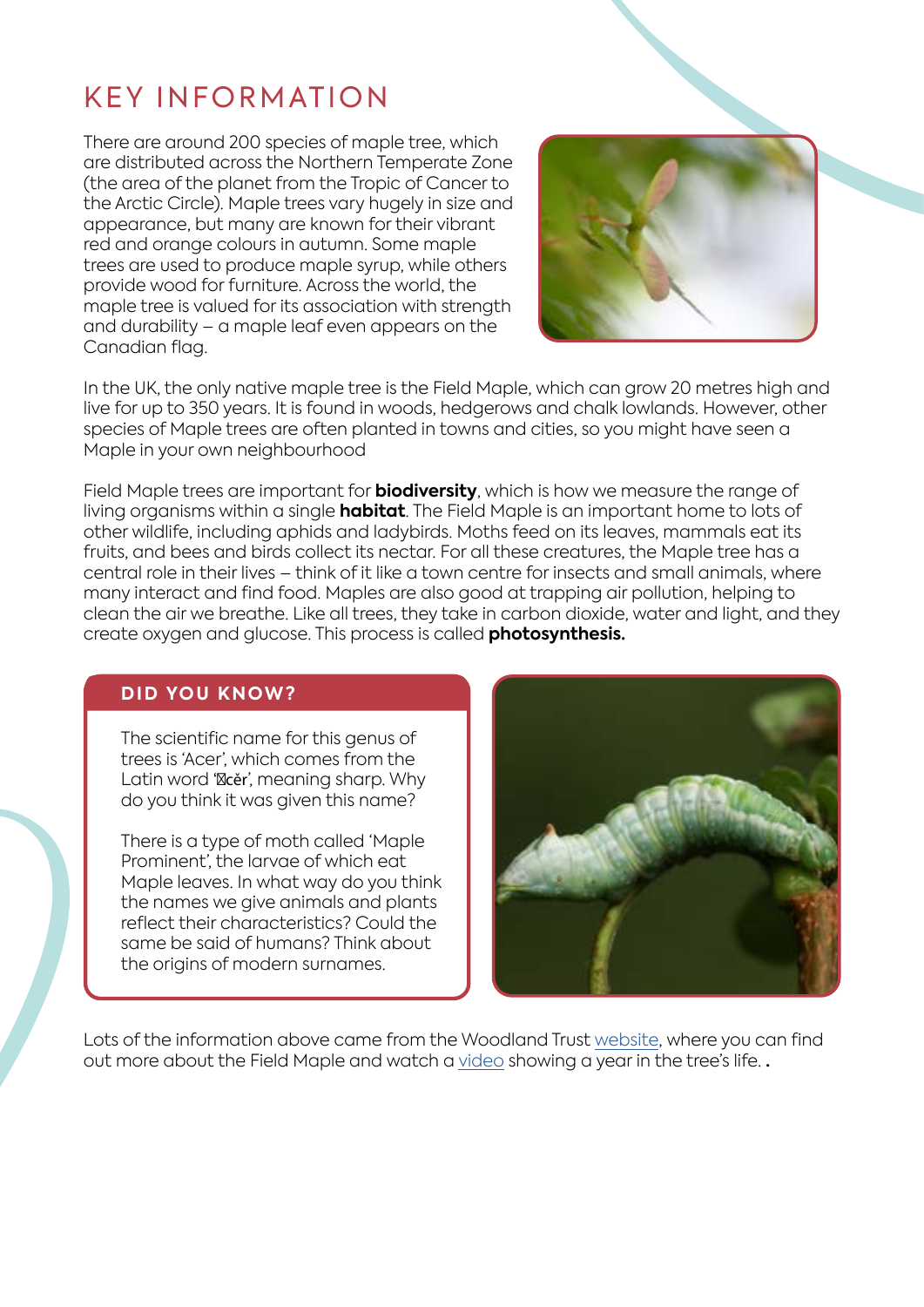# KEY INFORMATION

There are around 200 species of maple tree, which are distributed across the Northern Temperate Zone (the area of the planet from the Tropic of Cancer to the Arctic Circle). Maple trees vary hugely in size and appearance, but many are known for their vibrant red and orange colours in autumn. Some maple trees are used to produce maple syrup, while others provide wood for furniture. Across the world, the maple tree is valued for its association with strength and durability – a maple leaf even appears on the Canadian flag.

In the UK, the only native maple tree is the Field Maple, which can grow 20 metres high and live for up to 350 years. It is found in woods, hedgerows and chalk lowlands. However, other species of Maple trees are often planted in towns and cities, so you might have seen a Maple in your own neighbourhood

Field Maple trees are important for **biodiversity**, which is how we measure the range of living organisms within a single **habitat**. The Field Maple is an important home to lots of other wildlife, including aphids and ladybirds. Moths feed on its leaves, mammals eat its fruits, and bees and birds collect its nectar. For all these creatures, the Maple tree has a central role in their lives – think of it like a town centre for insects and small animals, where many interact and find food. Maples are also good at trapping air pollution, helping to clean the air we breathe. Like all trees, they take in carbon dioxide, water and light, and they create oxygen and glucose. This process is called **photosynthesis.**

## DID YOU KNOW?

The scientific name for this genus of trees is 'Acer', which comes from the Latin word 'ăcĕr', meaning sharp. Why do you think it was given this name?

There is a type of moth called 'Maple Prominent', the larvae of which eat Maple leaves. In what way do you think the names we give animals and plants reflect their characteristics? Could the same be said of humans? Think about the origins of modern surnames.

Lots of the information above came from the Woodland Trust website, where you can find out more about the Field Maple and watch a video showing a year in the tree's life.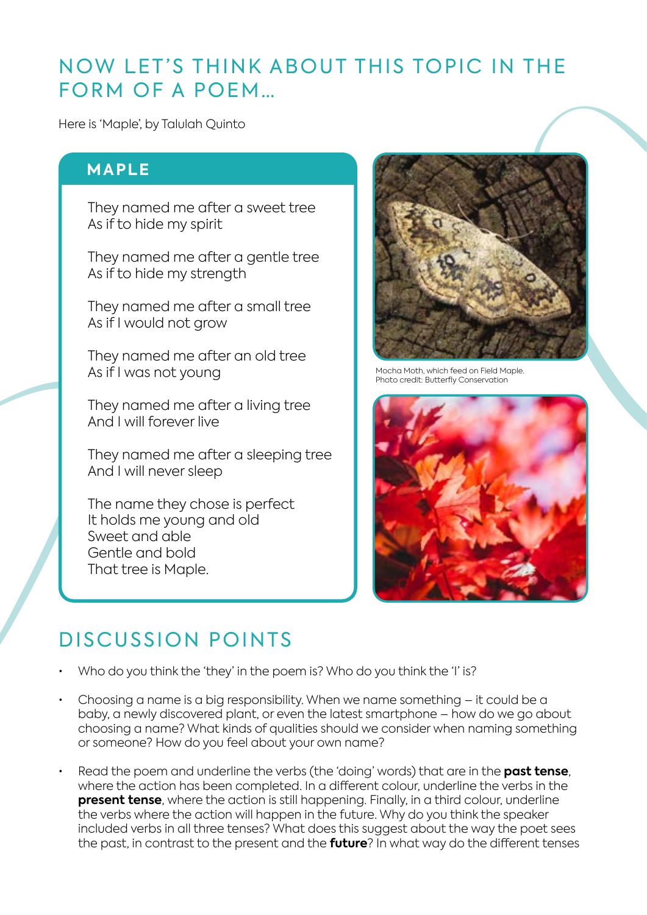## NOW LET'S THINK ABOUT THIS TOPIC IN THE FORM OF A POEM…

Here is 'Maple', by Talulah Quinto

### MAPLE

They named me after a sweet tree
As if to hide my spirit

They named me after a gentle tree
As if to hide my strength

They named me after a small tree
As if I would not grow

They named me after an old tree
As if I was not young

They named me after a living tree
And I will forever live

They named me after a sleeping tree
And I will never sleep

The name they chose is perfect
It holds me young and old
Sweet and able
Gentle and bold
That tree is Maple.

Mocha Moth, which feed on Field Maple.
Photo credit: Butterfly Conservation

## DISCUSSION POINTS

- Who do you think the 'they' in the poem is? Who do you think the 'I' is?
- Choosing a name is a big responsibility. When we name something – it could be a baby, a newly discovered plant, or even the latest smartphone – how do we go about choosing a name? What kinds of qualities should we consider when naming something or someone? How do you feel about your own name?
- Read the poem and underline the verbs (the 'doing' words) that are in the **past tense**, where the action has been completed. In a different colour, underline the verbs in the **present tense**, where the action is still happening. Finally, in a third colour, underline the verbs where the action will happen in the future. Why do you think the speaker included verbs in all three tenses? What does this suggest about the way the poet sees the past, in contrast to the present and the **future**? In what way do the different tenses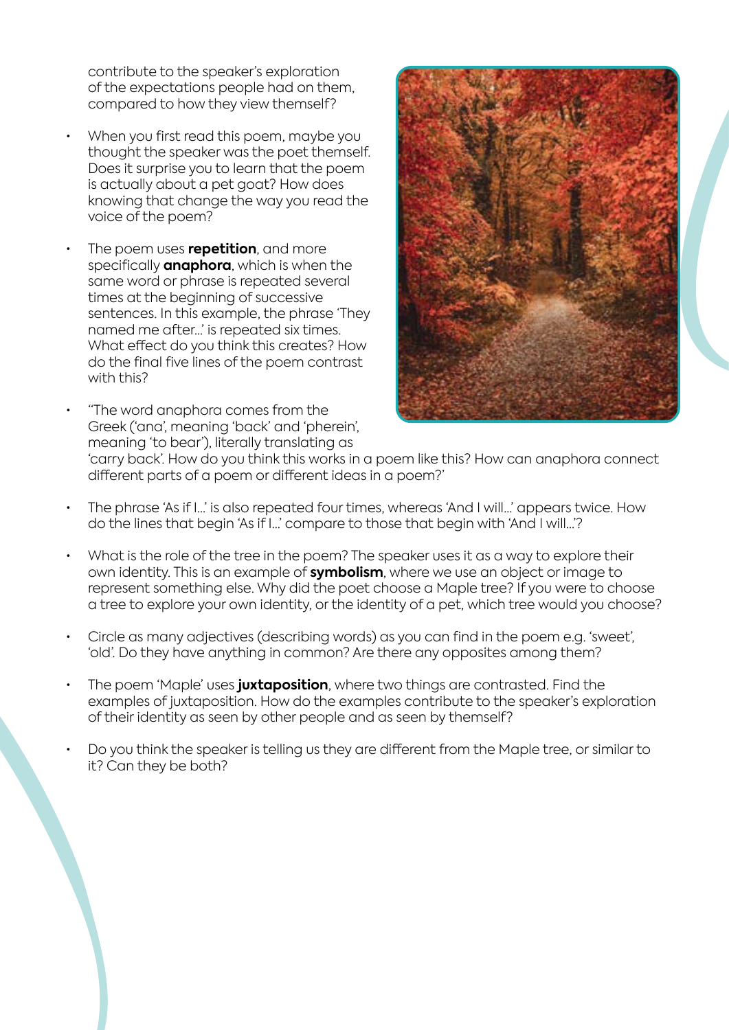contribute to the speaker's exploration of the expectations people had on them, compared to how they view themself?

- When you first read this poem, maybe you thought the speaker was the poet themself. Does it surprise you to learn that the poem is actually about a pet goat? How does knowing that change the way you read the voice of the poem?
- The poem uses **repetition**, and more specifically **anaphora**, which is when the same word or phrase is repeated several times at the beginning of successive sentences. In this example, the phrase 'They named me after...' is repeated six times. What effect do you think this creates? How do the final five lines of the poem contrast with this?
- "The word anaphora comes from the Greek ('ana', meaning 'back' and 'pherein', meaning 'to bear'), literally translating as 'carry back'. How do you think this works in a poem like this? How can anaphora connect different parts of a poem or different ideas in a poem?'
- The phrase 'As if I...' is also repeated four times, whereas 'And I will...' appears twice. How do the lines that begin 'As if I...' compare to those that begin with 'And I will...'?
- What is the role of the tree in the poem? The speaker uses it as a way to explore their own identity. This is an example of **symbolism**, where we use an object or image to represent something else. Why did the poet choose a Maple tree? If you were to choose a tree to explore your own identity, or the identity of a pet, which tree would you choose?
- Circle as many adjectives (describing words) as you can find in the poem e.g. 'sweet', 'old'. Do they have anything in common? Are there any opposites among them?
- The poem 'Maple' uses **juxtaposition**, where two things are contrasted. Find the examples of juxtaposition. How do the examples contribute to the speaker's exploration of their identity as seen by other people and as seen by themself?
- Do you think the speaker is telling us they are different from the Maple tree, or similar to it? Can they be both?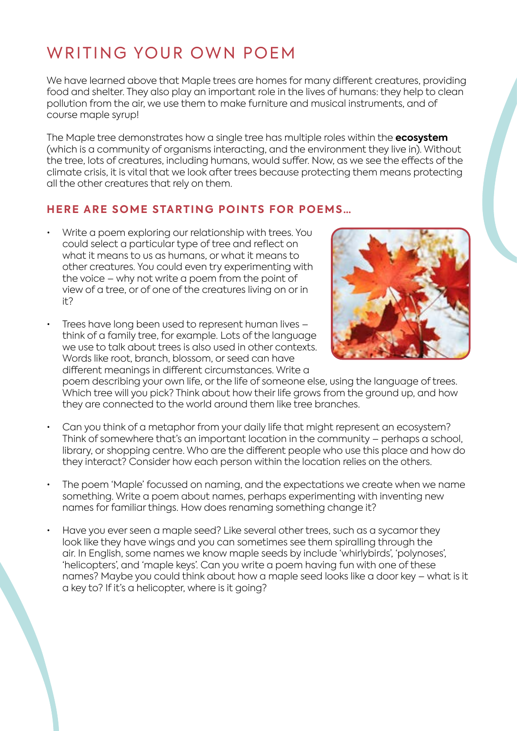# WRITING YOUR OWN POEM

We have learned above that Maple trees are homes for many different creatures, providing food and shelter. They also play an important role in the lives of humans: they help to clean pollution from the air, we use them to make furniture and musical instruments, and of course maple syrup!

The Maple tree demonstrates how a single tree has multiple roles within the **ecosystem** (which is a community of organisms interacting, and the environment they live in). Without the tree, lots of creatures, including humans, would suffer. Now, as we see the effects of the climate crisis, it is vital that we look after trees because protecting them means protecting all the other creatures that rely on them.

## HERE ARE SOME STARTING POINTS FOR POEMS…

- Write a poem exploring our relationship with trees. You could select a particular type of tree and reflect on what it means to us as humans, or what it means to other creatures. You could even try experimenting with the voice – why not write a poem from the point of view of a tree, or of one of the creatures living on or in it?
- Trees have long been used to represent human lives – think of a family tree, for example. Lots of the language we use to talk about trees is also used in other contexts. Words like root, branch, blossom, or seed can have different meanings in different circumstances. Write a poem describing your own life, or the life of someone else, using the language of trees. Which tree will you pick? Think about how their life grows from the ground up, and how they are connected to the world around them like tree branches.
- Can you think of a metaphor from your daily life that might represent an ecosystem? Think of somewhere that's an important location in the community – perhaps a school, library, or shopping centre. Who are the different people who use this place and how do they interact? Consider how each person within the location relies on the others.
- The poem 'Maple' focussed on naming, and the expectations we create when we name something. Write a poem about names, perhaps experimenting with inventing new names for familiar things. How does renaming something change it?
- Have you ever seen a maple seed? Like several other trees, such as a sycamor they look like they have wings and you can sometimes see them spiralling through the air. In English, some names we know maple seeds by include 'whirlybirds', 'polynoses', 'helicopters', and 'maple keys'. Can you write a poem having fun with one of these names? Maybe you could think about how a maple seed looks like a door key – what is it a key to? If it's a helicopter, where is it going?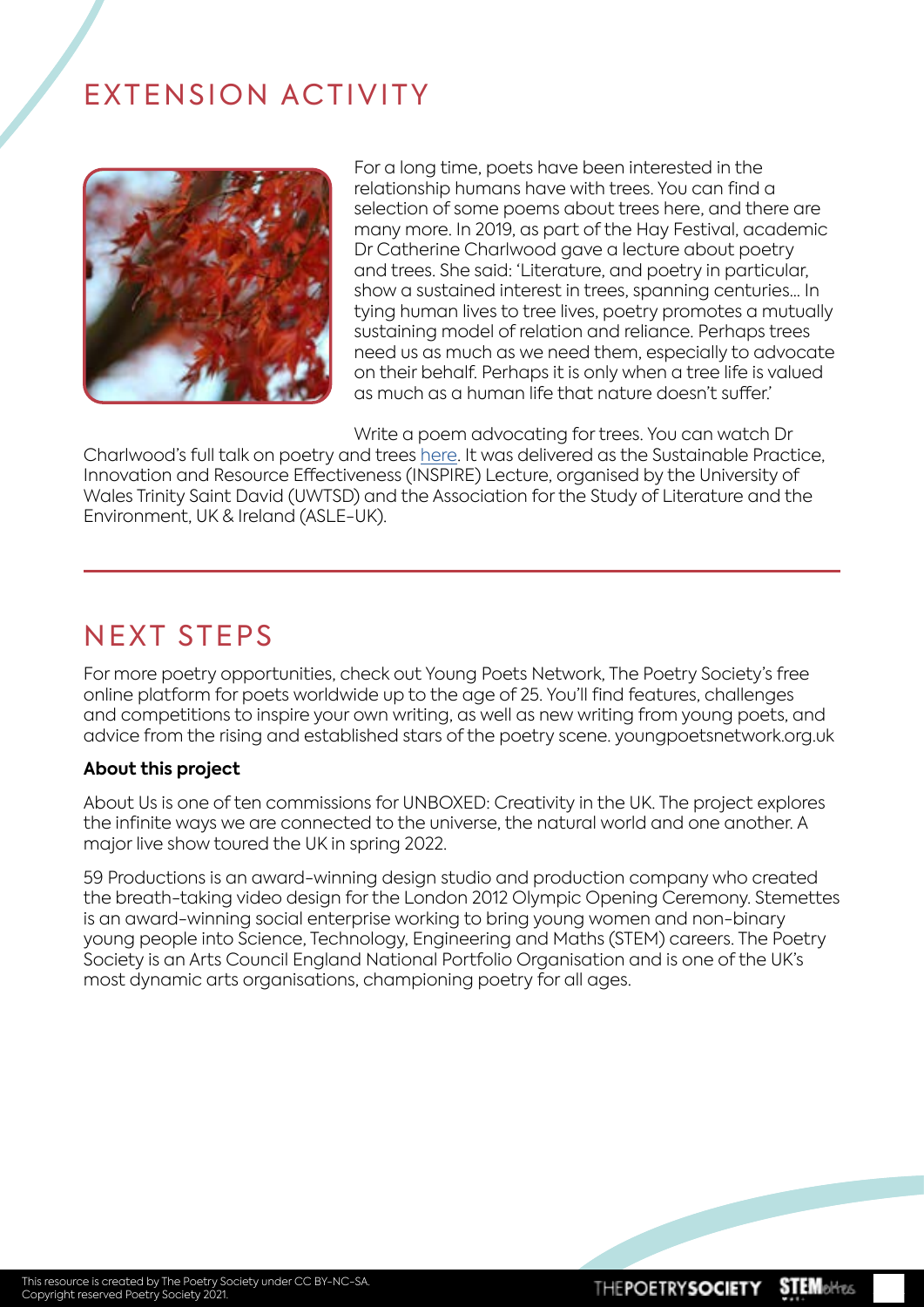## EXTENSION ACTIVITY

For a long time, poets have been interested in the relationship humans have with trees. You can find a selection of some poems about trees here, and there are many more. In 2019, as part of the Hay Festival, academic Dr Catherine Charlwood gave a lecture about poetry and trees. She said: 'Literature, and poetry in particular, show a sustained interest in trees, spanning centuries... In tying human lives to tree lives, poetry promotes a mutually sustaining model of relation and reliance. Perhaps trees need us as much as we need them, especially to advocate on their behalf. Perhaps it is only when a tree life is valued as much as a human life that nature doesn't suffer.'

Write a poem advocating for trees. You can watch Dr Charlwood's full talk on poetry and trees here. It was delivered as the Sustainable Practice, Innovation and Resource Effectiveness (INSPIRE) Lecture, organised by the University of Wales Trinity Saint David (UWTSD) and the Association for the Study of Literature and the Environment, UK & Ireland (ASLE-UK).

---

## NEXT STEPS

For more poetry opportunities, check out Young Poets Network, The Poetry Society's free online platform for poets worldwide up to the age of 25. You'll find features, challenges and competitions to inspire your own writing, as well as new writing from young poets, and advice from the rising and established stars of the poetry scene. youngpoetsnetwork.org.uk

**About this project**

About Us is one of ten commissions for UNBOXED: Creativity in the UK. The project explores the infinite ways we are connected to the universe, the natural world and one another. A major live show toured the UK in spring 2022.

59 Productions is an award-winning design studio and production company who created the breath-taking video design for the London 2012 Olympic Opening Ceremony. Stemettes is an award-winning social enterprise working to bring young women and non-binary young people into Science, Technology, Engineering and Maths (STEM) careers. The Poetry Society is an Arts Council England National Portfolio Organisation and is one of the UK's most dynamic arts organisations, championing poetry for all ages.

This resource is created by The Poetry Society under CC BY-NC-SA.
Copyright reserved Poetry Society 2021.